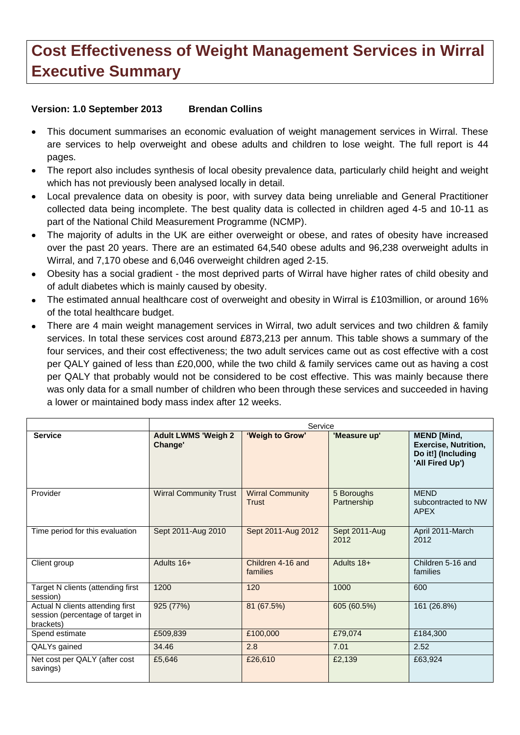# Cost Effectiveness of Weight Management Services in Wirral Executive Summary

**Version: 1.0 September 2013 Brendan Collins**

- This document summarises an economic evaluation of weight management services in Wirral. These are services to help overweight and obese adults and children to lose weight. The full report is 44 pages.
- The report also includes synthesis of local obesity prevalence data, particularly child height and weight which has not previously been analysed locally in detail.
- Local prevalence data on obesity is poor, with survey data being unreliable and General Practitioner collected data being incomplete. The best quality data is collected in children aged 4-5 and 10-11 as part of the National Child Measurement Programme (NCMP).
- The majority of adults in the UK are either overweight or obese, and rates of obesity have increased over the past 20 years. There are an estimated 64,540 obese adults and 96,238 overweight adults in Wirral, and 7,170 obese and 6,046 overweight children aged 2-15.
- Obesity has a social gradient - the most deprived parts of Wirral have higher rates of child obesity and of adult diabetes which is mainly caused by obesity.
- The estimated annual healthcare cost of overweight and obesity in Wirral is £103million, or around 16% of the total healthcare budget.
- There are 4 main weight management services in Wirral, two adult services and two children & family services. In total these services cost around £873,213 per annum. This table shows a summary of the four services, and their cost effectiveness; the two adult services came out as cost effective with a cost per QALY gained of less than £20,000, while the two child & family services came out as having a cost per QALY that probably would not be considered to be cost effective. This was mainly because there was only data for a small number of children who been through these services and succeeded in having a lower or maintained body mass index after 12 weeks.

| | Service | | | |
|---|---|---|---|---|
| **Service** | **Adult LWMS 'Weigh 2 Change'** | **'Weigh to Grow'** | **'Measure up'** | **MEND [Mind, Exercise, Nutrition, Do it!] (Including 'All Fired Up')** |
| Provider | Wirral Community Trust | Wirral Community Trust | 5 Boroughs Partnership | MEND subcontracted to NW APEX |
| Time period for this evaluation | Sept 2011-Aug 2010 | Sept 2011-Aug 2012 | Sept 2011-Aug 2012 | April 2011-March 2012 |
| Client group | Adults 16+ | Children 4-16 and families | Adults 18+ | Children 5-16 and families |
| Target N clients (attending first session) | 1200 | 120 | 1000 | 600 |
| Actual N clients attending first session (percentage of target in brackets) | 925 (77%) | 81 (67.5%) | 605 (60.5%) | 161 (26.8%) |
| Spend estimate | £509,839 | £100,000 | £79,074 | £184,300 |
| QALYs gained | 34.46 | 2.8 | 7.01 | 2.52 |
| Net cost per QALY (after cost savings) | £5,646 | £26,610 | £2,139 | £63,924 |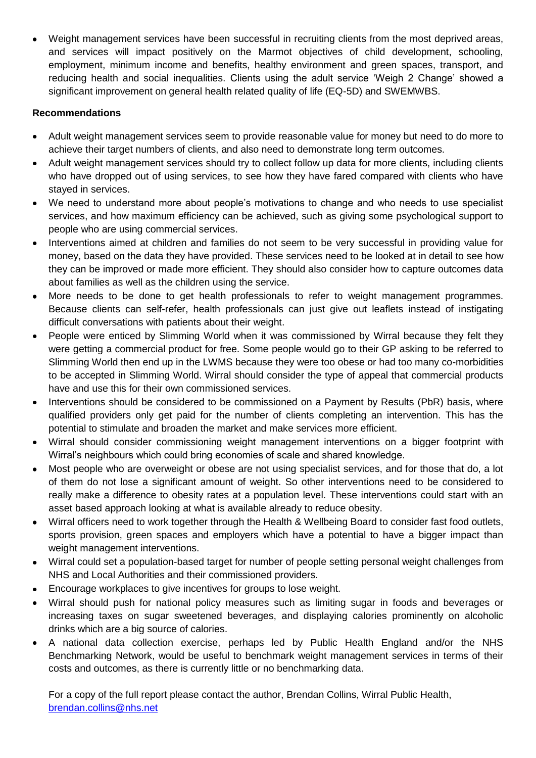- Weight management services have been successful in recruiting clients from the most deprived areas, and services will impact positively on the Marmot objectives of child development, schooling, employment, minimum income and benefits, healthy environment and green spaces, transport, and reducing health and social inequalities. Clients using the adult service 'Weigh 2 Change' showed a significant improvement on general health related quality of life (EQ-5D) and SWEMWBS.

**Recommendations**

- Adult weight management services seem to provide reasonable value for money but need to do more to achieve their target numbers of clients, and also need to demonstrate long term outcomes.
- Adult weight management services should try to collect follow up data for more clients, including clients who have dropped out of using services, to see how they have fared compared with clients who have stayed in services.
- We need to understand more about people's motivations to change and who needs to use specialist services, and how maximum efficiency can be achieved, such as giving some psychological support to people who are using commercial services.
- Interventions aimed at children and families do not seem to be very successful in providing value for money, based on the data they have provided. These services need to be looked at in detail to see how they can be improved or made more efficient. They should also consider how to capture outcomes data about families as well as the children using the service.
- More needs to be done to get health professionals to refer to weight management programmes. Because clients can self-refer, health professionals can just give out leaflets instead of instigating difficult conversations with patients about their weight.
- People were enticed by Slimming World when it was commissioned by Wirral because they felt they were getting a commercial product for free. Some people would go to their GP asking to be referred to Slimming World then end up in the LWMS because they were too obese or had too many co-morbidities to be accepted in Slimming World. Wirral should consider the type of appeal that commercial products have and use this for their own commissioned services.
- Interventions should be considered to be commissioned on a Payment by Results (PbR) basis, where qualified providers only get paid for the number of clients completing an intervention. This has the potential to stimulate and broaden the market and make services more efficient.
- Wirral should consider commissioning weight management interventions on a bigger footprint with Wirral's neighbours which could bring economies of scale and shared knowledge.
- Most people who are overweight or obese are not using specialist services, and for those that do, a lot of them do not lose a significant amount of weight. So other interventions need to be considered to really make a difference to obesity rates at a population level. These interventions could start with an asset based approach looking at what is available already to reduce obesity.
- Wirral officers need to work together through the Health & Wellbeing Board to consider fast food outlets, sports provision, green spaces and employers which have a potential to have a bigger impact than weight management interventions.
- Wirral could set a population-based target for number of people setting personal weight challenges from NHS and Local Authorities and their commissioned providers.
- Encourage workplaces to give incentives for groups to lose weight.
- Wirral should push for national policy measures such as limiting sugar in foods and beverages or increasing taxes on sugar sweetened beverages, and displaying calories prominently on alcoholic drinks which are a big source of calories.
- A national data collection exercise, perhaps led by Public Health England and/or the NHS Benchmarking Network, would be useful to benchmark weight management services in terms of their costs and outcomes, as there is currently little or no benchmarking data.

For a copy of the full report please contact the author, Brendan Collins, Wirral Public Health, brendan.collins@nhs.net